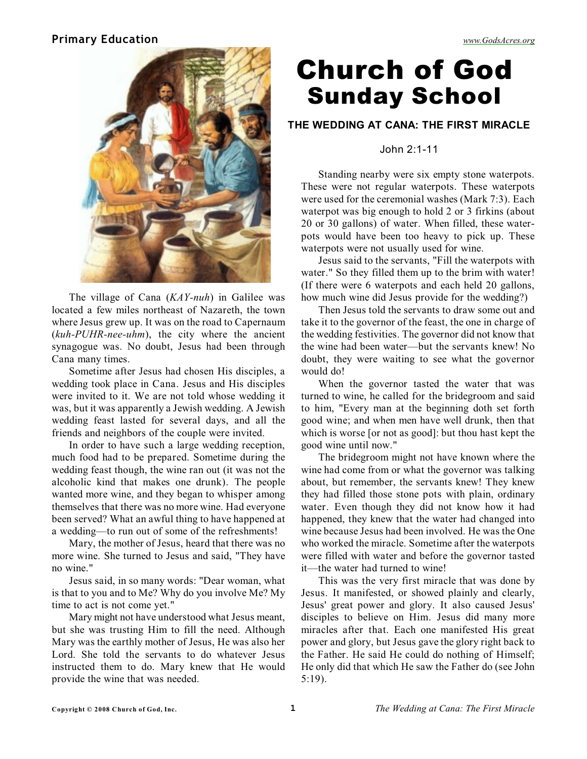# Church of God Sunday School

## THE WEDDING AT CANA: THE FIRST MIRACLE

John 2:1-11

The village of Cana (*KAY-nuh*) in Galilee was located a few miles northeast of Nazareth, the town where Jesus grew up. It was on the road to Capernaum (*kuh-PUHR-nee-uhm*), the city where the ancient synagogue was. No doubt, Jesus had been through Cana many times.

Sometime after Jesus had chosen His disciples, a wedding took place in Cana. Jesus and His disciples were invited to it. We are not told whose wedding it was, but it was apparently a Jewish wedding. A Jewish wedding feast lasted for several days, and all the friends and neighbors of the couple were invited.

In order to have such a large wedding reception, much food had to be prepared. Sometime during the wedding feast though, the wine ran out (it was not the alcoholic kind that makes one drunk). The people wanted more wine, and they began to whisper among themselves that there was no more wine. Had everyone been served? What an awful thing to have happened at a wedding—to run out of some of the refreshments!

Mary, the mother of Jesus, heard that there was no more wine. She turned to Jesus and said, "They have no wine."

Jesus said, in so many words: "Dear woman, what is that to you and to Me? Why do you involve Me? My time to act is not come yet."

Mary might not have understood what Jesus meant, but she was trusting Him to fill the need. Although Mary was the earthly mother of Jesus, He was also her Lord. She told the servants to do whatever Jesus instructed them to do. Mary knew that He would provide the wine that was needed.

Standing nearby were six empty stone waterpots. These were not regular waterpots. These waterpots were used for the ceremonial washes (Mark 7:3). Each waterpot was big enough to hold 2 or 3 firkins (about 20 or 30 gallons) of water. When filled, these waterpots would have been too heavy to pick up. These waterpots were not usually used for wine.

Jesus said to the servants, "Fill the waterpots with water." So they filled them up to the brim with water! (If there were 6 waterpots and each held 20 gallons, how much wine did Jesus provide for the wedding?)

Then Jesus told the servants to draw some out and take it to the governor of the feast, the one in charge of the wedding festivities. The governor did not know that the wine had been water—but the servants knew! No doubt, they were waiting to see what the governor would do!

When the governor tasted the water that was turned to wine, he called for the bridegroom and said to him, "Every man at the beginning doth set forth good wine; and when men have well drunk, then that which is worse [or not as good]: but thou hast kept the good wine until now."

The bridegroom might not have known where the wine had come from or what the governor was talking about, but remember, the servants knew! They knew they had filled those stone pots with plain, ordinary water. Even though they did not know how it had happened, they knew that the water had changed into wine because Jesus had been involved. He was the One who worked the miracle. Sometime after the waterpots were filled with water and before the governor tasted it—the water had turned to wine!

This was the very first miracle that was done by Jesus. It manifested, or showed plainly and clearly, Jesus' great power and glory. It also caused Jesus' disciples to believe on Him. Jesus did many more miracles after that. Each one manifested His great power and glory, but Jesus gave the glory right back to the Father. He said He could do nothing of Himself; He only did that which He saw the Father do (see John 5:19).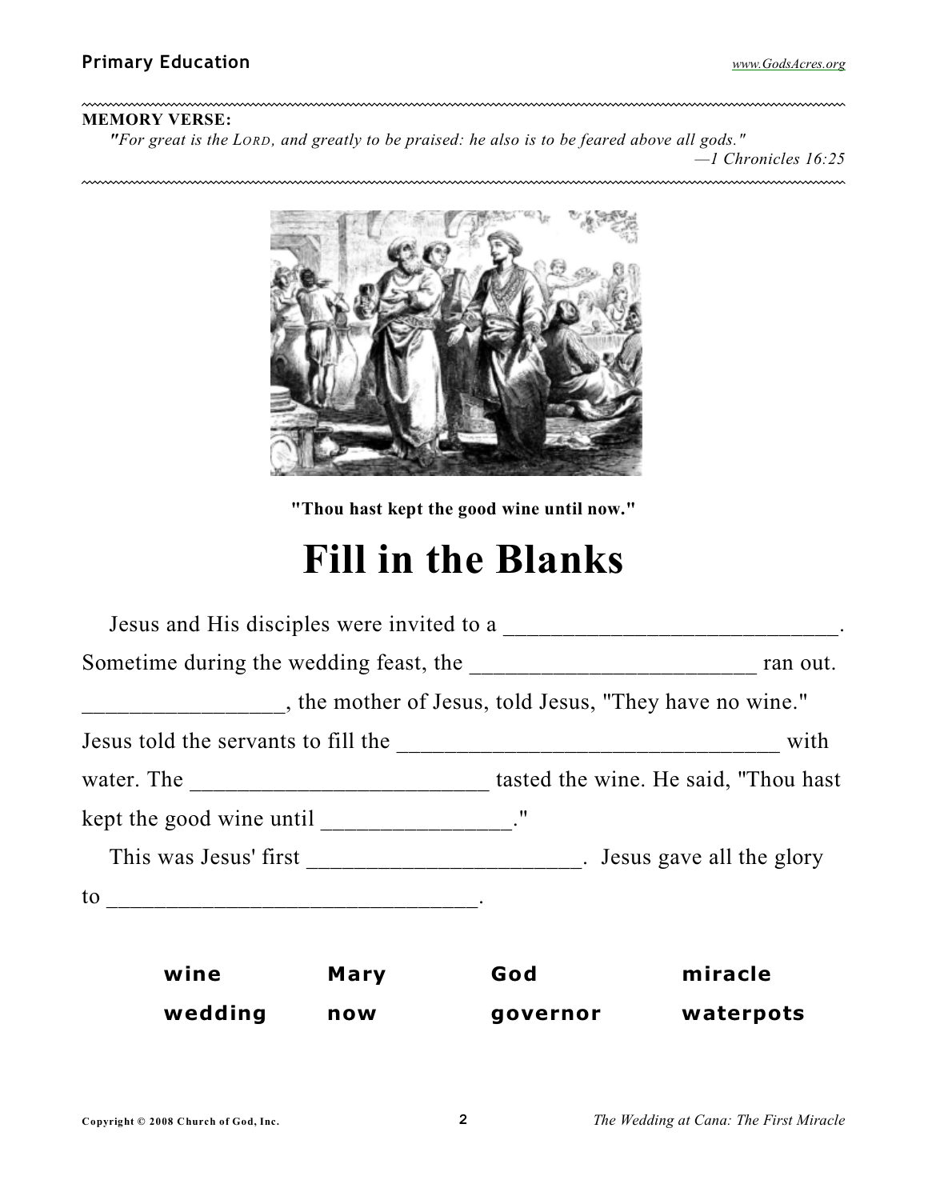**MEMORY VERSE:**

*"For great is the LORD, and greatly to be praised: he also is to be feared above all gods."*
*—1 Chronicles 16:25*

**"Thou hast kept the good wine until now."**

# Fill in the Blanks

Jesus and His disciples were invited to a _____________________________. Sometime during the wedding feast, the ________________________ ran out. _________________, the mother of Jesus, told Jesus, "They have no wine." Jesus told the servants to fill the _________________________________ with water. The __________________________ tasted the wine. He said, "Thou hast kept the good wine until ________________."

This was Jesus' first _______________________. Jesus gave all the glory to ________________________________.

| | | | |
|---|---|---|---|
| **wine** | **Mary** | **God** | **miracle** |
| **wedding** | **now** | **governor** | **waterpots** |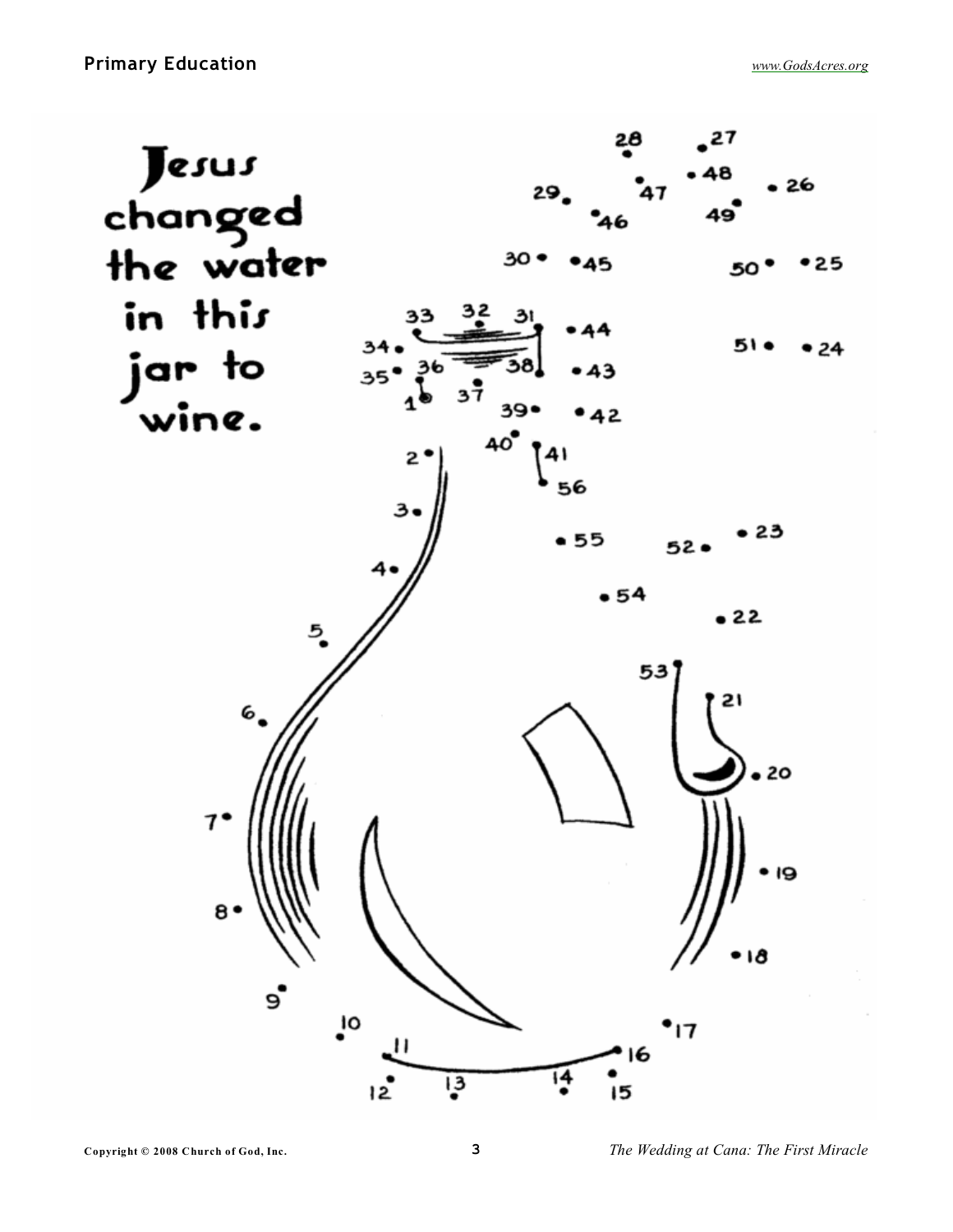Jesus changed the water in this jar to wine.